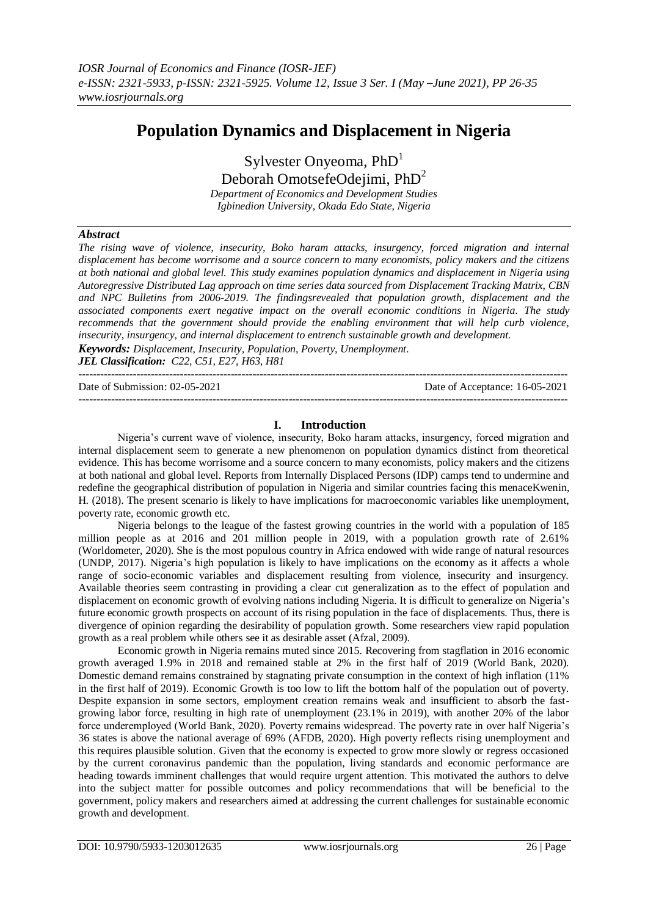# Population Dynamics and Displacement in Nigeria

Sylvester Onyeoma, PhD[1]
Deborah OmotsefeOdejimi, PhD[2]

*Department of Economics and Development Studies*
*Igbinedion University, Okada Edo State, Nigeria*

### *Abstract*

*The rising wave of violence, insecurity, Boko haram attacks, insurgency, forced migration and internal displacement has become worrisome and a source concern to many economists, policy makers and the citizens at both national and global level. This study examines population dynamics and displacement in Nigeria using Autoregressive Distributed Lag approach on time series data sourced from Displacement Tracking Matrix, CBN and NPC Bulletins from 2006-2019. The findingsrevealed that population growth, displacement and the associated components exert negative impact on the overall economic conditions in Nigeria. The study recommends that the government should provide the enabling environment that will help curb violence, insecurity, insurgency, and internal displacement to entrench sustainable growth and development.*

***Keywords:*** *Displacement, Insecurity, Population, Poverty, Unemployment.*

***JEL Classification:*** *C22, C51, E27, H63, H81*

Date of Submission: 02-05-2021 Date of Acceptance: 16-05-2021

## I. Introduction

Nigeria's current wave of violence, insecurity, Boko haram attacks, insurgency, forced migration and internal displacement seem to generate a new phenomenon on population dynamics distinct from theoretical evidence. This has become worrisome and a source concern to many economists, policy makers and the citizens at both national and global level. Reports from Internally Displaced Persons (IDP) camps tend to undermine and redefine the geographical distribution of population in Nigeria and similar countries facing this menaceKwenin, H. (2018). The present scenario is likely to have implications for macroeconomic variables like unemployment, poverty rate, economic growth etc.

Nigeria belongs to the league of the fastest growing countries in the world with a population of 185 million people as at 2016 and 201 million people in 2019, with a population growth rate of 2.61% (Worldometer, 2020). She is the most populous country in Africa endowed with wide range of natural resources (UNDP, 2017). Nigeria's high population is likely to have implications on the economy as it affects a whole range of socio-economic variables and displacement resulting from violence, insecurity and insurgency. Available theories seem contrasting in providing a clear cut generalization as to the effect of population and displacement on economic growth of evolving nations including Nigeria. It is difficult to generalize on Nigeria's future economic growth prospects on account of its rising population in the face of displacements. Thus, there is divergence of opinion regarding the desirability of population growth. Some researchers view rapid population growth as a real problem while others see it as desirable asset (Afzal, 2009).

Economic growth in Nigeria remains muted since 2015. Recovering from stagflation in 2016 economic growth averaged 1.9% in 2018 and remained stable at 2% in the first half of 2019 (World Bank, 2020). Domestic demand remains constrained by stagnating private consumption in the context of high inflation (11% in the first half of 2019). Economic Growth is too low to lift the bottom half of the population out of poverty. Despite expansion in some sectors, employment creation remains weak and insufficient to absorb the fast-growing labor force, resulting in high rate of unemployment (23.1% in 2019), with another 20% of the labor force underemployed (World Bank, 2020). Poverty remains widespread. The poverty rate in over half Nigeria's 36 states is above the national average of 69% (AFDB, 2020). High poverty reflects rising unemployment and this requires plausible solution. Given that the economy is expected to grow more slowly or regress occasioned by the current coronavirus pandemic than the population, living standards and economic performance are heading towards imminent challenges that would require urgent attention. This motivated the authors to delve into the subject matter for possible outcomes and policy recommendations that will be beneficial to the government, policy makers and researchers aimed at addressing the current challenges for sustainable economic growth and development.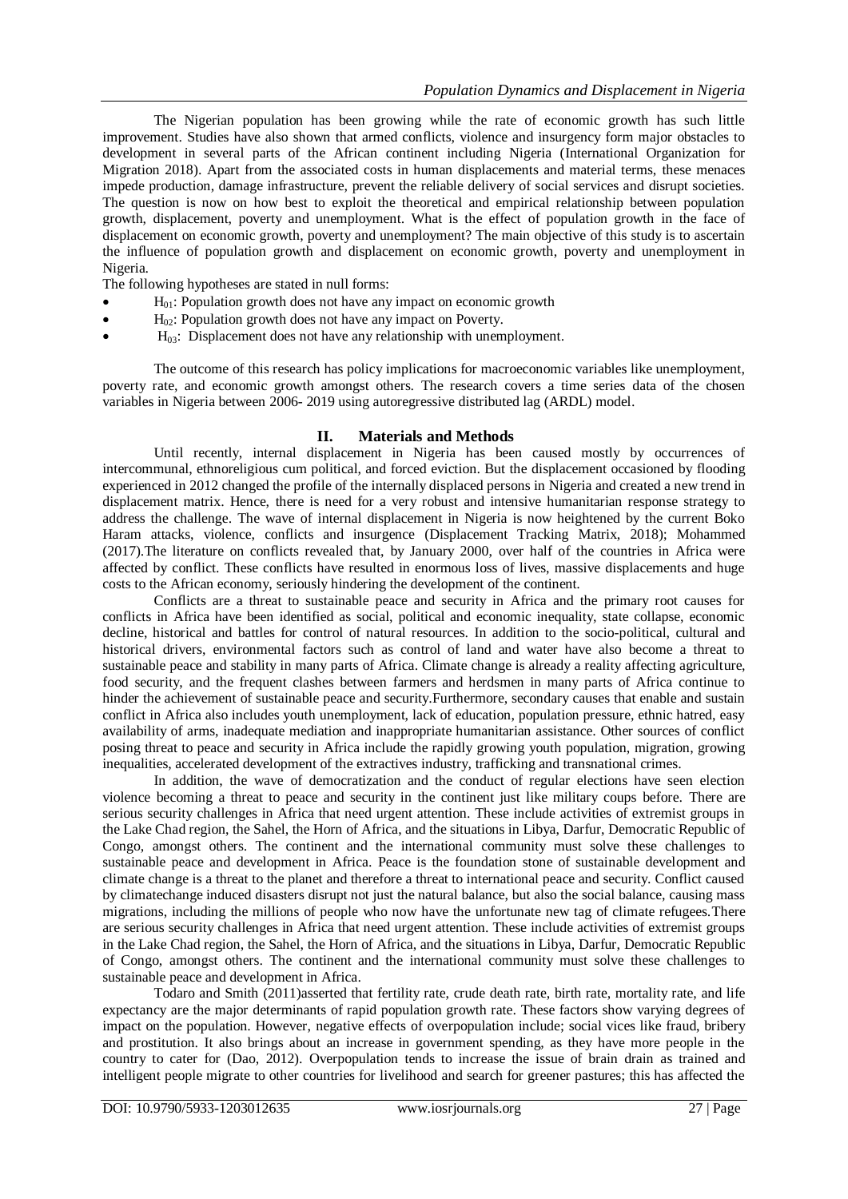The Nigerian population has been growing while the rate of economic growth has such little improvement. Studies have also shown that armed conflicts, violence and insurgency form major obstacles to development in several parts of the African continent including Nigeria (International Organization for Migration 2018). Apart from the associated costs in human displacements and material terms, these menaces impede production, damage infrastructure, prevent the reliable delivery of social services and disrupt societies. The question is now on how best to exploit the theoretical and empirical relationship between population growth, displacement, poverty and unemployment. What is the effect of population growth in the face of displacement on economic growth, poverty and unemployment? The main objective of this study is to ascertain the influence of population growth and displacement on economic growth, poverty and unemployment in Nigeria.

The following hypotheses are stated in null forms:

- $H_{01}$: Population growth does not have any impact on economic growth
- $H_{02}$: Population growth does not have any impact on Poverty.
- $H_{03}$: Displacement does not have any relationship with unemployment.

The outcome of this research has policy implications for macroeconomic variables like unemployment, poverty rate, and economic growth amongst others. The research covers a time series data of the chosen variables in Nigeria between 2006- 2019 using autoregressive distributed lag (ARDL) model.

## II. Materials and Methods

Until recently, internal displacement in Nigeria has been caused mostly by occurrences of intercommunal, ethnoreligious cum political, and forced eviction. But the displacement occasioned by flooding experienced in 2012 changed the profile of the internally displaced persons in Nigeria and created a new trend in displacement matrix. Hence, there is need for a very robust and intensive humanitarian response strategy to address the challenge. The wave of internal displacement in Nigeria is now heightened by the current Boko Haram attacks, violence, conflicts and insurgence (Displacement Tracking Matrix, 2018); Mohammed (2017).The literature on conflicts revealed that, by January 2000, over half of the countries in Africa were affected by conflict. These conflicts have resulted in enormous loss of lives, massive displacements and huge costs to the African economy, seriously hindering the development of the continent.

Conflicts are a threat to sustainable peace and security in Africa and the primary root causes for conflicts in Africa have been identified as social, political and economic inequality, state collapse, economic decline, historical and battles for control of natural resources. In addition to the socio-political, cultural and historical drivers, environmental factors such as control of land and water have also become a threat to sustainable peace and stability in many parts of Africa. Climate change is already a reality affecting agriculture, food security, and the frequent clashes between farmers and herdsmen in many parts of Africa continue to hinder the achievement of sustainable peace and security.Furthermore, secondary causes that enable and sustain conflict in Africa also includes youth unemployment, lack of education, population pressure, ethnic hatred, easy availability of arms, inadequate mediation and inappropriate humanitarian assistance. Other sources of conflict posing threat to peace and security in Africa include the rapidly growing youth population, migration, growing inequalities, accelerated development of the extractives industry, trafficking and transnational crimes.

In addition, the wave of democratization and the conduct of regular elections have seen election violence becoming a threat to peace and security in the continent just like military coups before. There are serious security challenges in Africa that need urgent attention. These include activities of extremist groups in the Lake Chad region, the Sahel, the Horn of Africa, and the situations in Libya, Darfur, Democratic Republic of Congo, amongst others. The continent and the international community must solve these challenges to sustainable peace and development in Africa. Peace is the foundation stone of sustainable development and climate change is a threat to the planet and therefore a threat to international peace and security. Conflict caused by climatechange induced disasters disrupt not just the natural balance, but also the social balance, causing mass migrations, including the millions of people who now have the unfortunate new tag of climate refugees.There are serious security challenges in Africa that need urgent attention. These include activities of extremist groups in the Lake Chad region, the Sahel, the Horn of Africa, and the situations in Libya, Darfur, Democratic Republic of Congo, amongst others. The continent and the international community must solve these challenges to sustainable peace and development in Africa.

Todaro and Smith (2011)asserted that fertility rate, crude death rate, birth rate, mortality rate, and life expectancy are the major determinants of rapid population growth rate. These factors show varying degrees of impact on the population. However, negative effects of overpopulation include; social vices like fraud, bribery and prostitution. It also brings about an increase in government spending, as they have more people in the country to cater for (Dao, 2012). Overpopulation tends to increase the issue of brain drain as trained and intelligent people migrate to other countries for livelihood and search for greener pastures; this has affected the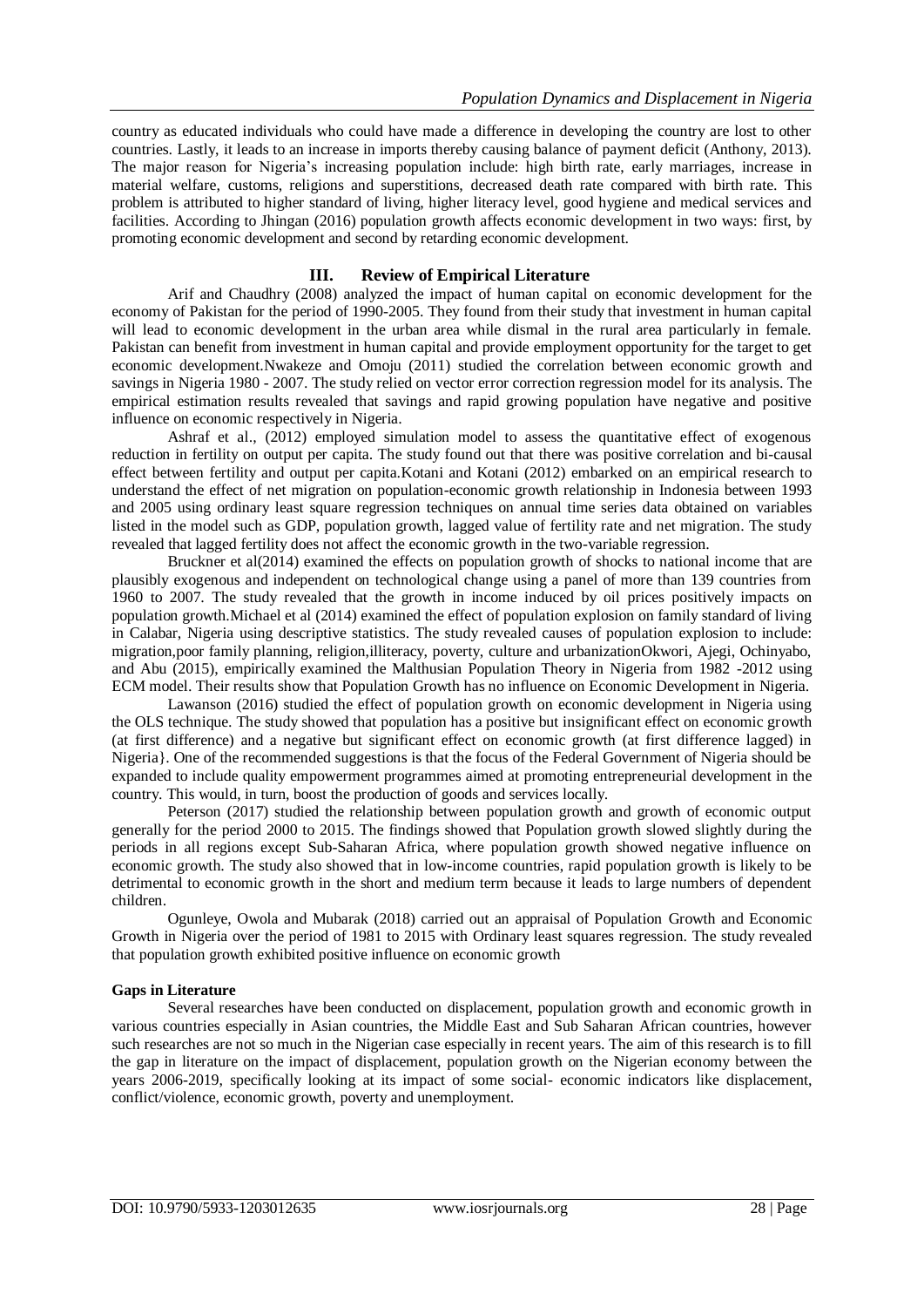country as educated individuals who could have made a difference in developing the country are lost to other countries. Lastly, it leads to an increase in imports thereby causing balance of payment deficit (Anthony, 2013). The major reason for Nigeria's increasing population include: high birth rate, early marriages, increase in material welfare, customs, religions and superstitions, decreased death rate compared with birth rate. This problem is attributed to higher standard of living, higher literacy level, good hygiene and medical services and facilities. According to Jhingan (2016) population growth affects economic development in two ways: first, by promoting economic development and second by retarding economic development.

## III. Review of Empirical Literature

Arif and Chaudhry (2008) analyzed the impact of human capital on economic development for the economy of Pakistan for the period of 1990-2005. They found from their study that investment in human capital will lead to economic development in the urban area while dismal in the rural area particularly in female. Pakistan can benefit from investment in human capital and provide employment opportunity for the target to get economic development.Nwakeze and Omoju (2011) studied the correlation between economic growth and savings in Nigeria 1980 - 2007. The study relied on vector error correction regression model for its analysis. The empirical estimation results revealed that savings and rapid growing population have negative and positive influence on economic development respectively in Nigeria.

Ashraf et al., (2012) employed simulation model to assess the quantitative effect of exogenous reduction in fertility on output per capita. The study found out that there was positive correlation and bi-causal effect between fertility and output per capita.Kotani and Kotani (2012) embarked on an empirical research to understand the effect of net migration on population-economic growth relationship in Indonesia between 1993 and 2005 using ordinary least square regression techniques on annual time series data obtained on variables listed in the model such as GDP, population growth, lagged value of fertility rate and net migration. The study revealed that lagged fertility does not affect the economic growth in the two-variable regression.

Bruckner et al(2014) examined the effects on population growth of shocks to national income that are plausibly exogenous and independent on technological change using a panel of more than 139 countries from 1960 to 2007. The study revealed that the growth in income induced by oil prices positively impacts on population growth.Michael et al (2014) examined the effect of population explosion on family standard of living in Calabar, Nigeria using descriptive statistics. The study revealed causes of population explosion to include: migration,poor family planning, religion,illiteracy, poverty, culture and urbanizationOkwori, Ajegi, Ochinyabo, and Abu (2015), empirically examined the Malthusian Population Theory in Nigeria from 1982 -2012 using ECM model. Their results show that Population Growth has no influence on Economic Development in Nigeria.

Lawanson (2016) studied the effect of population growth on economic development in Nigeria using the OLS technique. The study showed that population has a positive but insignificant effect on economic growth (at first difference) and a negative but significant effect on economic growth (at first difference lagged) in Nigeria}. One of the recommended suggestions is that the focus of the Federal Government of Nigeria should be expanded to include quality empowerment programmes aimed at promoting entrepreneurial development in the country. This would, in turn, boost the production of goods and services locally.

Peterson (2017) studied the relationship between population growth and growth of economic output generally for the period 2000 to 2015. The findings showed that Population growth slowed slightly during the periods in all regions except Sub-Saharan Africa, where population growth showed negative influence on economic growth. The study also showed that in low-income countries, rapid population growth is likely to be detrimental to economic growth in the short and medium term because it leads to large numbers of dependent children.

Ogunleye, Owola and Mubarak (2018) carried out an appraisal of Population Growth and Economic Growth in Nigeria over the period of 1981 to 2015 with Ordinary least squares regression. The study revealed that population growth exhibited positive influence on economic growth

### Gaps in Literature

Several researches have been conducted on displacement, population growth and economic growth in various countries especially in Asian countries, the Middle East and Sub Saharan African countries, however such researches are not so much in the Nigerian case especially in recent years. The aim of this research is to fill the gap in literature on the impact of displacement, population growth on the Nigerian economy between the years 2006-2019, specifically looking at its impact of some social- economic indicators like displacement, conflict/violence, economic growth, poverty and unemployment.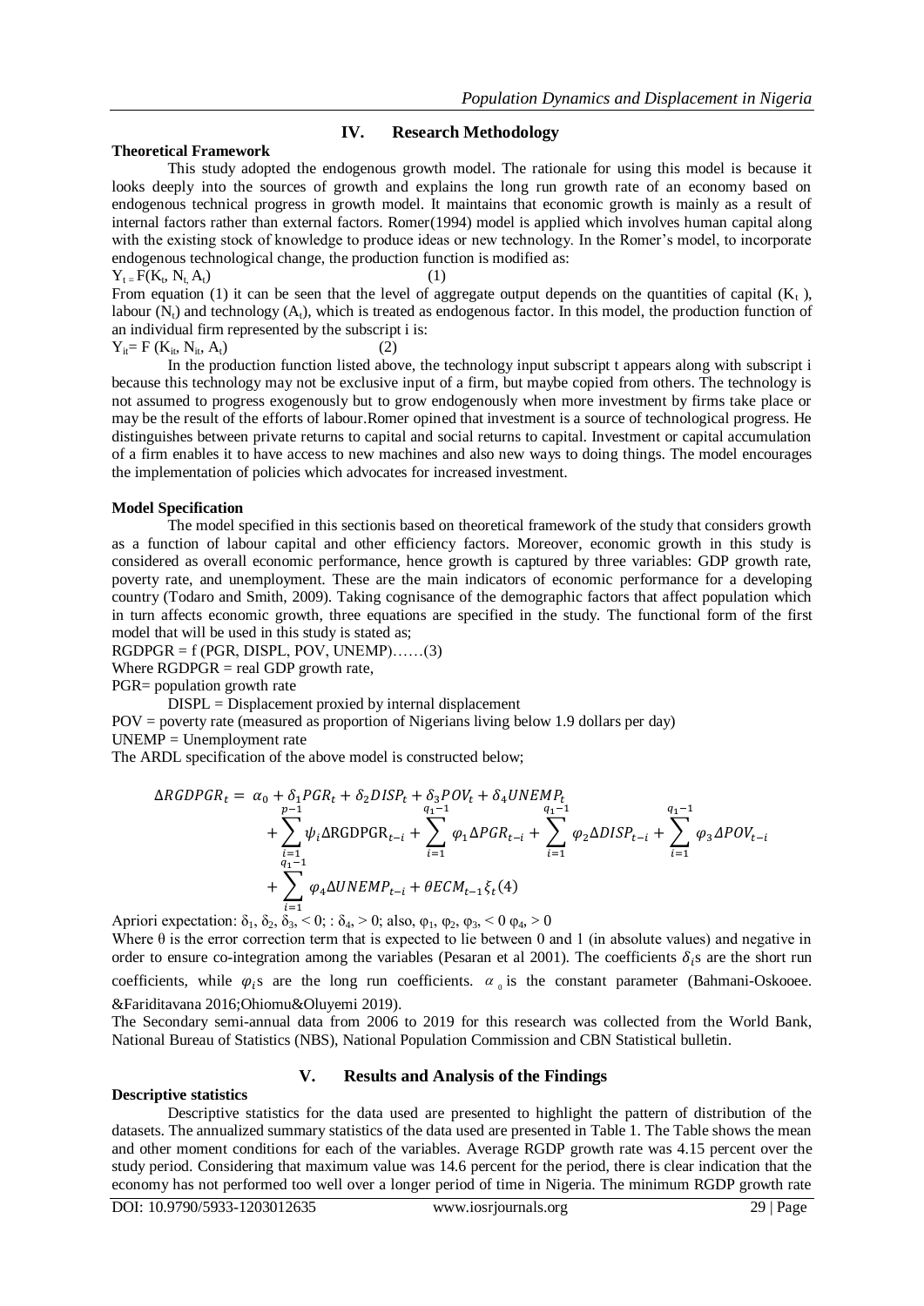## IV. Research Methodology

**Theoretical Framework**

This study adopted the endogenous growth model. The rationale for using this model is because it looks deeply into the sources of growth and explains the long run growth rate of an economy based on endogenous technical progress in growth model. It maintains that economic growth is mainly as a result of internal factors rather than external factors. Romer(1994) model is applied which involves human capital along with the existing stock of knowledge to produce ideas or new technology. In the Romer's model, to incorporate endogenous technological change, the production function is modified as:

$Y_t = F(K_t, N_t, A_t)$ (1)

From equation (1) it can be seen that the level of aggregate output depends on the quantities of capital ($K_t$ ), labour ($N_t$) and technology ($A_t$), which is treated as endogenous factor. In this model, the production function of an individual firm represented by the subscript i is:

$Y_{it} = F(K_{it}, N_{it}, A_t)$ (2)

In the production function listed above, the technology input subscript t appears along with subscript i because this technology may not be exclusive input of a firm, but maybe copied from others. The technology is not assumed to progress exogenously but to grow endogenously when more investment by firms take place or may be the result of the efforts of labour.Romer opined that investment is a source of technological progress. He distinguishes between private returns to capital and social returns to capital. Investment or capital accumulation of a firm enables it to have access to new machines and also new ways to doing things. The model encourages the implementation of policies which advocates for increased investment.

**Model Specification**

The model specified in this sectionis based on theoretical framework of the study that considers growth as a function of labour capital and other efficiency factors. Moreover, economic growth in this study is considered as overall economic performance, hence growth is captured by three variables: GDP growth rate, poverty rate, and unemployment. These are the main indicators of economic performance for a developing country (Todaro and Smith, 2009). Taking cognisance of the demographic factors that affect population which in turn affects economic growth, three equations are specified in the study. The functional form of the first model that will be used in this study is stated as;

RGDPGR = f (PGR, DISPL, POV, UNEMP)……(3)

Where RGDPGR = real GDP growth rate,

PGR= population growth rate

DISPL = Displacement proxied by internal displacement

POV = poverty rate (measured as proportion of Nigerians living below 1.9 dollars per day)

UNEMP = Unemployment rate

The ARDL specification of the above model is constructed below;

$$\Delta RGDPGR_t = \alpha_0 + \delta_1 PGR_t + \delta_2 DISP_t + \delta_3 POV_t + \delta_4 UNEMP_t + \sum_{i=1}^{p-1} \psi_i \Delta RGDPGR_{t-i} + \sum_{i=1}^{q_1-1} \varphi_1 \Delta PGR_{t-i} + \sum_{i=1}^{q_1-1} \varphi_2 \Delta DISP_{t-i} + \sum_{i=1}^{q_1-1} \varphi_3 \Delta POV_{t-i} + \sum_{i=1}^{q_1-1} \varphi_4 \Delta UNEMP_{t-i} + \theta ECM_{t-1} \xi_t \quad (4)$$

Apriori expectation: $\delta_1, \delta_2, \delta_3, < 0; : \delta_4, > 0$; also, $\varphi_1, \varphi_2, \varphi_3, < 0 \; \varphi_4, > 0$

Where θ is the error correction term that is expected to lie between 0 and 1 (in absolute values) and negative in order to ensure co-integration among the variables (Pesaran et al 2001). The coefficients $\delta_i$s are the short run coefficients, while $\varphi_i$s are the long run coefficients. $\alpha_0$ is the constant parameter (Bahmani-Oskooee. &Fariditavana 2016;Ohiomu&Oluyemi 2019).

The Secondary semi-annual data from 2006 to 2019 for this research was collected from the World Bank, National Bureau of Statistics (NBS), National Population Commission and CBN Statistical bulletin.

## V. Results and Analysis of the Findings

**Descriptive statistics**

Descriptive statistics for the data used are presented to highlight the pattern of distribution of the datasets. The annualized summary statistics of the data used are presented in Table 1. The Table shows the mean and other moment conditions for each of the variables. Average RGDP growth rate was 4.15 percent over the study period. Considering that maximum value was 14.6 percent for the period, there is clear indication that the economy has not performed too well over a longer period of time in Nigeria. The minimum RGDP growth rate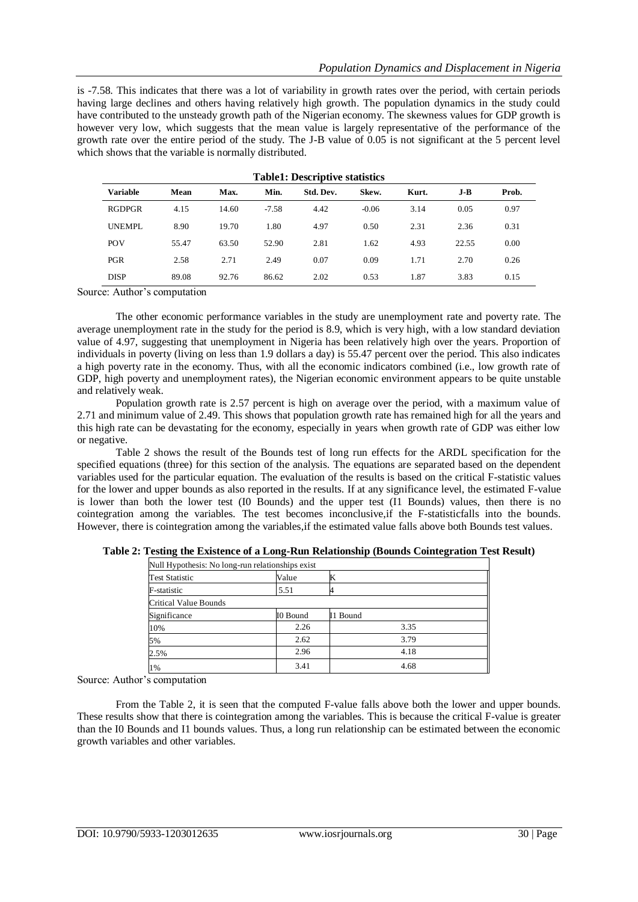is -7.58. This indicates that there was a lot of variability in growth rates over the period, with certain periods having large declines and others having relatively high growth. The population dynamics in the study could have contributed to the unsteady growth path of the Nigerian economy. The skewness values for GDP growth is however very low, which suggests that the mean value is largely representative of the performance of the growth rate over the entire period of the study. The J-B value of 0.05 is not significant at the 5 percent level which shows that the variable is normally distributed.

**Table1: Descriptive statistics**

| Variable | Mean | Max. | Min. | Std. Dev. | Skew. | Kurt. | J-B | Prob. |
|---|---|---|---|---|---|---|---|---|
| RGDPGR | 4.15 | 14.60 | -7.58 | 4.42 | -0.06 | 3.14 | 0.05 | 0.97 |
| UNEMPL | 8.90 | 19.70 | 1.80 | 4.97 | 0.50 | 2.31 | 2.36 | 0.31 |
| POV | 55.47 | 63.50 | 52.90 | 2.81 | 1.62 | 4.93 | 22.55 | 0.00 |
| PGR | 2.58 | 2.71 | 2.49 | 0.07 | 0.09 | 1.71 | 2.70 | 0.26 |
| DISP | 89.08 | 92.76 | 86.62 | 2.02 | 0.53 | 1.87 | 3.83 | 0.15 |

Source: Author's computation

The other economic performance variables in the study are unemployment rate and poverty rate. The average unemployment rate in the study for the period is 8.9, which is very high, with a low standard deviation value of 4.97, suggesting that unemployment in Nigeria has been relatively high over the years. Proportion of individuals in poverty (living on less than 1.9 dollars a day) is 55.47 percent over the period. This also indicates a high poverty rate in the economy. Thus, with all the economic indicators combined (i.e., low growth rate of GDP, high poverty and unemployment rates), the Nigerian economic environment appears to be quite unstable and relatively weak.

Population growth rate is 2.57 percent is high on average over the period, with a maximum value of 2.71 and minimum value of 2.49. This shows that population growth rate has remained high for all the years and this high rate can be devastating for the economy, especially in years when growth rate of GDP was either low or negative.

Table 2 shows the result of the Bounds test of long run effects for the ARDL specification for the specified equations (three) for this section of the analysis. The equations are separated based on the dependent variables used for the particular equation. The evaluation of the results is based on the critical F-statistic values for the lower and upper bounds as also reported in the results. If at any significance level, the estimated F-value is lower than both the lower test (I0 Bounds) and the upper test (I1 Bounds) values, then there is no cointegration among the variables. The test becomes inconclusive,if the F-statisticfalls into the bounds. However, there is cointegration among the variables,if the estimated value falls above both Bounds test values.

**Table 2: Testing the Existence of a Long-Run Relationship (Bounds Cointegration Test Result)**

| Null Hypothesis: No long-run relationships exist | | |
|---|---|---|
| Test Statistic | Value | K |
| F-statistic | 5.51 | 4 |
| Critical Value Bounds | | |
| Significance | I0 Bound | I1 Bound |
| 10% | 2.26 | 3.35 |
| 5% | 2.62 | 3.79 |
| 2.5% | 2.96 | 4.18 |
| 1% | 3.41 | 4.68 |

Source: Author's computation

From the Table 2, it is seen that the computed F-value falls above both the lower and upper bounds. These results show that there is cointegration among the variables. This is because the critical F-value is greater than the I0 Bounds and I1 bounds values. Thus, a long run relationship can be estimated between the economic growth variables and other variables.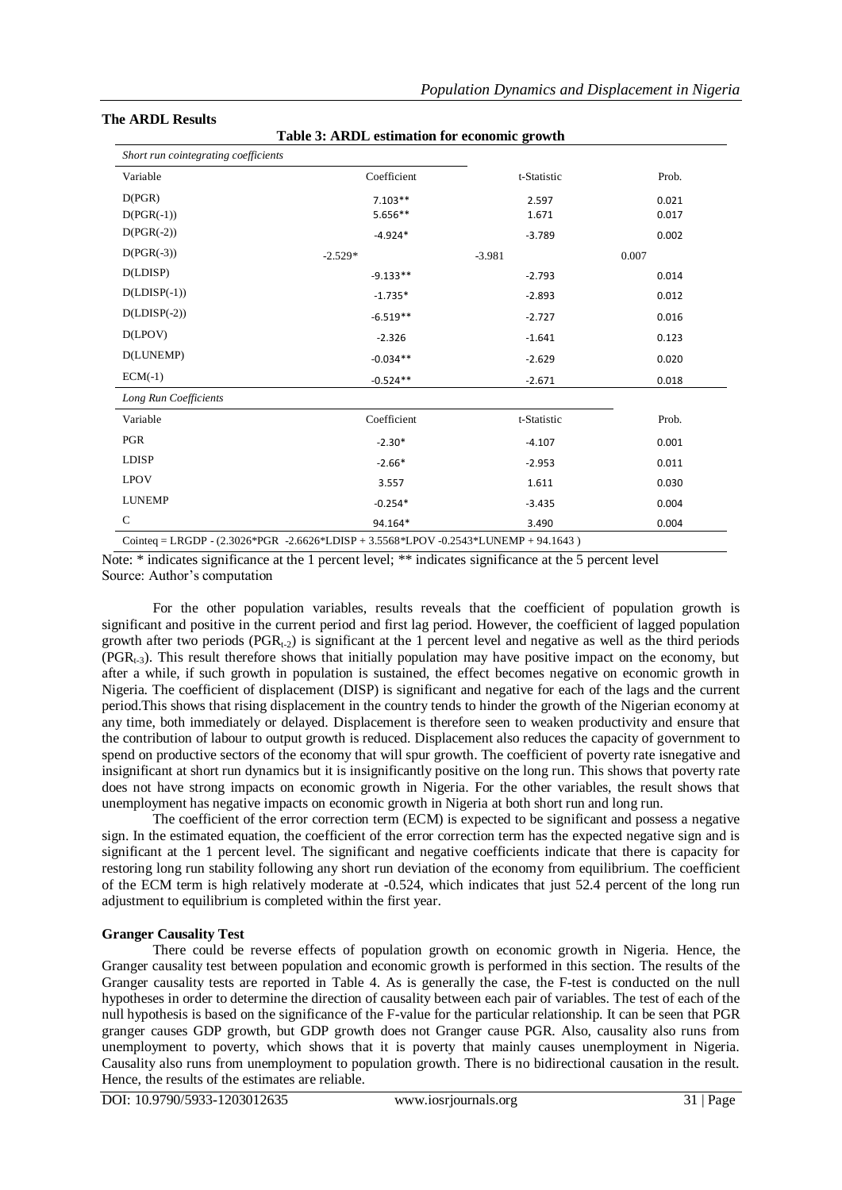### The ARDL Results

**Table 3: ARDL estimation for economic growth**

| *Short run cointegrating coefficients* | | | |
|---|---|---|---|
| Variable | Coefficient | t-Statistic | Prob. |
| D(PGR) | 7.103** | 2.597 | 0.021 |
| D(PGR(-1)) | 5.656** | 1.671 | 0.017 |
| D(PGR(-2)) | -4.924* | -3.789 | 0.002 |
| D(PGR(-3)) | -2.529* | -3.981 | 0.007 |
| D(LDISP) | -9.133** | -2.793 | 0.014 |
| D(LDISP(-1)) | -1.735* | -2.893 | 0.012 |
| D(LDISP(-2)) | -6.519** | -2.727 | 0.016 |
| D(LPOV) | -2.326 | -1.641 | 0.123 |
| D(LUNEMP) | -0.034** | -2.629 | 0.020 |
| ECM(-1) | -0.524** | -2.671 | 0.018 |
| *Long Run Coefficients* | | | |
| Variable | Coefficient | t-Statistic | Prob. |
| PGR | -2.30* | -4.107 | 0.001 |
| LDISP | -2.66* | -2.953 | 0.011 |
| LPOV | 3.557 | 1.611 | 0.030 |
| LUNEMP | -0.254* | -3.435 | 0.004 |
| C | 94.164* | 3.490 | 0.004 |
| Cointeq = LRGDP - (2.3026*PGR -2.6626*LDISP + 3.5568*LPOV -0.2543*LUNEMP + 94.1643 ) | | | |

Note: * indicates significance at the 1 percent level; ** indicates significance at the 5 percent level
Source: Author's computation

For the other population variables, results reveals that the coefficient of population growth is significant and positive in the current period and first lag period. However, the coefficient of lagged population growth after two periods ($PGR_{t-2}$) is significant at the 1 percent level and negative as well as the third periods ($PGR_{t-3}$). This result therefore shows that initially population may have positive impact on the economy, but after a while, if such growth in population is sustained, the effect becomes negative on economic growth in Nigeria. The coefficient of displacement (DISP) is significant and negative for each of the lags and the current period.This shows that rising displacement in the country tends to hinder the growth of the Nigerian economy at any time, both immediately or delayed. Displacement is therefore seen to weaken productivity and ensure that the contribution of labour to output growth is reduced. Displacement also reduces the capacity of government to spend on productive sectors of the economy that will spur growth. The coefficient of poverty rate isnegative and insignificant at short run dynamics but it is insignificantly positive on the long run. This shows that poverty rate does not have strong impacts on economic growth in Nigeria. For the other variables, the result shows that unemployment has negative impacts on economic growth in Nigeria at both short run and long run.

The coefficient of the error correction term (ECM) is expected to be significant and possess a negative sign. In the estimated equation, the coefficient of the error correction term has the expected negative sign and is significant at the 1 percent level. The significant and negative coefficients indicate that there is capacity for restoring long run stability following any short run deviation of the economy from equilibrium. The coefficient of the ECM term is high relatively moderate at -0.524, which indicates that just 52.4 percent of the long run adjustment to equilibrium is completed within the first year.

### Granger Causality Test

There could be reverse effects of population growth on economic growth in Nigeria. Hence, the Granger causality test between population and economic growth is performed in this section. The results of the Granger causality tests are reported in Table 4. As is generally the case, the F-test is conducted on the null hypotheses in order to determine the direction of causality between each pair of variables. The test of each of the null hypothesis is based on the significance of the F-value for the particular relationship. It can be seen that PGR granger causes GDP growth, but GDP growth does not Granger cause PGR. Also, causality also runs from unemployment to poverty, which shows that it is poverty that mainly causes unemployment in Nigeria. Causality also runs from unemployment to population growth. There is no bidirectional causation in the result. Hence, the results of the estimates are reliable.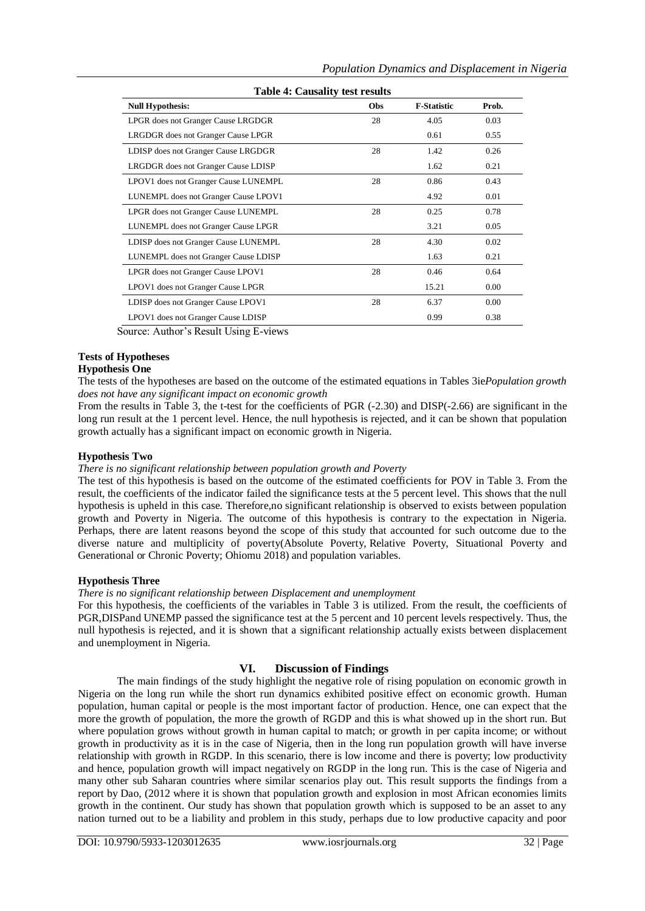**Table 4: Causality test results**

| Null Hypothesis: | Obs | F-Statistic | Prob. |
|---|---|---|---|
| LPGR does not Granger Cause LRGDGR | 28 | 4.05 | 0.03 |
| LRGDGR does not Granger Cause LPGR | | 0.61 | 0.55 |
| LDISP does not Granger Cause LRGDGR | 28 | 1.42 | 0.26 |
| LRGDGR does not Granger Cause LDISP | | 1.62 | 0.21 |
| LPOV1 does not Granger Cause LUNEMPL | 28 | 0.86 | 0.43 |
| LUNEMPL does not Granger Cause LPOV1 | | 4.92 | 0.01 |
| LPGR does not Granger Cause LUNEMPL | 28 | 0.25 | 0.78 |
| LUNEMPL does not Granger Cause LPGR | | 3.21 | 0.05 |
| LDISP does not Granger Cause LUNEMPL | 28 | 4.30 | 0.02 |
| LUNEMPL does not Granger Cause LDISP | | 1.63 | 0.21 |
| LPGR does not Granger Cause LPOV1 | 28 | 0.46 | 0.64 |
| LPOV1 does not Granger Cause LPGR | | 15.21 | 0.00 |
| LDISP does not Granger Cause LPOV1 | 28 | 6.37 | 0.00 |
| LPOV1 does not Granger Cause LDISP | | 0.99 | 0.38 |

Source: Author's Result Using E-views

### Tests of Hypotheses

#### Hypothesis One

The tests of the hypotheses are based on the outcome of the estimated equations in Tables 3ie*Population growth does not have any significant impact on economic growth*

From the results in Table 3, the t-test for the coefficients of PGR (-2.30) and DISP(-2.66) are significant in the long run result at the 1 percent level. Hence, the null hypothesis is rejected, and it can be shown that population growth actually has a significant impact on economic growth in Nigeria.

#### Hypothesis Two

*There is no significant relationship between population growth and Poverty*

The test of this hypothesis is based on the outcome of the estimated coefficients for POV in Table 3. From the result, the coefficients of the indicator failed the significance tests at the 5 percent level. This shows that the null hypothesis is upheld in this case. Therefore,no significant relationship is observed to exists between population growth and Poverty in Nigeria. The outcome of this hypothesis is contrary to the expectation in Nigeria. Perhaps, there are latent reasons beyond the scope of this study that accounted for such outcome due to the diverse nature and multiplicity of poverty(Absolute Poverty, Relative Poverty, Situational Poverty and Generational or Chronic Poverty; Ohiomu 2018) and population variables.

#### Hypothesis Three

*There is no significant relationship between Displacement and unemployment*

For this hypothesis, the coefficients of the variables in Table 3 is utilized. From the result, the coefficients of PGR,DISPand UNEMP passed the significance test at the 5 percent and 10 percent levels respectively. Thus, the null hypothesis is rejected, and it is shown that a significant relationship actually exists between displacement and unemployment in Nigeria.

## VI. Discussion of Findings

The main findings of the study highlight the negative role of rising population on economic growth in Nigeria on the long run while the short run dynamics exhibited positive effect on economic growth. Human population, human capital or people is the most important factor of production. Hence, one can expect that the more the growth of population, the more the growth of RGDP and this is what showed up in the short run. But where population grows without growth in human capital to match; or growth in per capita income; or without growth in productivity as it is in the case of Nigeria, then in the long run population growth will have inverse relationship with growth in RGDP. In this scenario, there is low income and there is poverty; low productivity and hence, population growth will impact negatively on RGDP in the long run. This is the case of Nigeria and many other sub Saharan countries where similar scenarios play out. This result supports the findings from a report by Dao, (2012 where it is shown that population growth and explosion in most African economies limits growth in the continent. Our study has shown that population growth which is supposed to be an asset to any nation turned out to be a liability and problem in this study, perhaps due to low productive capacity and poor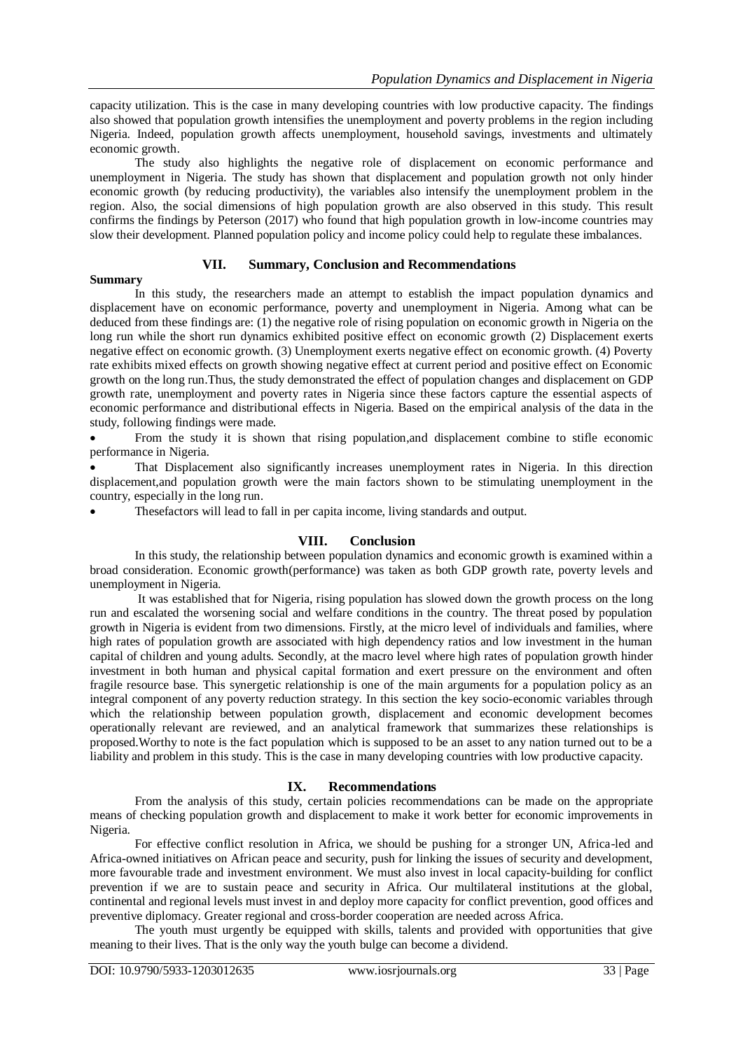capacity utilization. This is the case in many developing countries with low productive capacity. The findings also showed that population growth intensifies the unemployment and poverty problems in the region including Nigeria. Indeed, population growth affects unemployment, household savings, investments and ultimately economic growth.

The study also highlights the negative role of displacement on economic performance and unemployment in Nigeria. The study has shown that displacement and population growth not only hinder economic growth (by reducing productivity), the variables also intensify the unemployment problem in the region. Also, the social dimensions of high population growth are also observed in this study. This result confirms the findings by Peterson (2017) who found that high population growth in low-income countries may slow their development. Planned population policy and income policy could help to regulate these imbalances.

## VII. Summary, Conclusion and Recommendations

**Summary**

In this study, the researchers made an attempt to establish the impact population dynamics and displacement have on economic performance, poverty and unemployment in Nigeria. Among what can be deduced from these findings are: (1) the negative role of rising population on economic growth in Nigeria on the long run while the short run dynamics exhibited positive effect on economic growth (2) Displacement exerts negative effect on economic growth. (3) Unemployment exerts negative effect on economic growth. (4) Poverty rate exhibits mixed effects on growth showing negative effect at current period and positive effect on Economic growth on the long run.Thus, the study demonstrated the effect of population changes and displacement on GDP growth rate, unemployment and poverty rates in Nigeria since these factors capture the essential aspects of economic performance and distributional effects in Nigeria. Based on the empirical analysis of the data in the study, following findings were made.

- From the study it is shown that rising population,and displacement combine to stifle economic performance in Nigeria.
- That Displacement also significantly increases unemployment rates in Nigeria. In this direction displacement,and population growth were the main factors shown to be stimulating unemployment in the country, especially in the long run.
- Thesefactors will lead to fall in per capita income, living standards and output.

## VIII. Conclusion

In this study, the relationship between population dynamics and economic growth is examined within a broad consideration. Economic growth(performance) was taken as both GDP growth rate, poverty levels and unemployment in Nigeria.

It was established that for Nigeria, rising population has slowed down the growth process on the long run and escalated the worsening social and welfare conditions in the country. The threat posed by population growth in Nigeria is evident from two dimensions. Firstly, at the micro level of individuals and families, where high rates of population growth are associated with high dependency ratios and low investment in the human capital of children and young adults. Secondly, at the macro level where high rates of population growth hinder investment in both human and physical capital formation and exert pressure on the environment and often fragile resource base. This synergetic relationship is one of the main arguments for a population policy as an integral component of any poverty reduction strategy. In this section the key socio-economic variables through which the relationship between population growth, displacement and economic development becomes operationally relevant are reviewed, and an analytical framework that summarizes these relationships is proposed.Worthy to note is the fact population which is supposed to be an asset to any nation turned out to be a liability and problem in this study. This is the case in many developing countries with low productive capacity.

## IX. Recommendations

From the analysis of this study, certain policies recommendations can be made on the appropriate means of checking population growth and displacement to make it work better for economic improvements in Nigeria.

For effective conflict resolution in Africa, we should be pushing for a stronger UN, Africa-led and Africa-owned initiatives on African peace and security, push for linking the issues of security and development, more favourable trade and investment environment. We must also invest in local capacity-building for conflict prevention if we are to sustain peace and security in Africa. Our multilateral institutions at the global, continental and regional levels must invest in and deploy more capacity for conflict prevention, good offices and preventive diplomacy. Greater regional and cross-border cooperation are needed across Africa.

The youth must urgently be equipped with skills, talents and provided with opportunities that give meaning to their lives. That is the only way the youth bulge can become a dividend.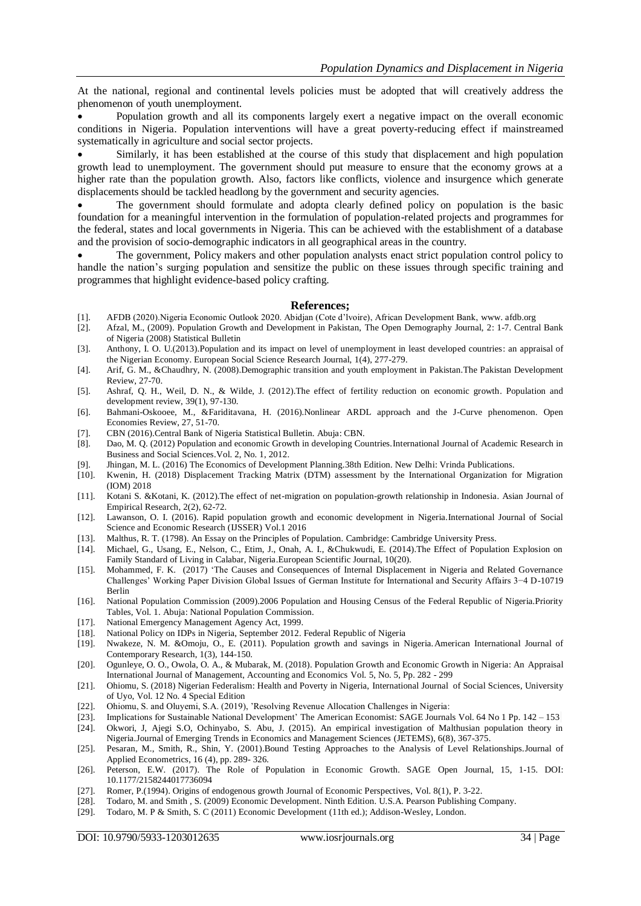At the national, regional and continental levels policies must be adopted that will creatively address the phenomenon of youth unemployment.

- Population growth and all its components largely exert a negative impact on the overall economic conditions in Nigeria. Population interventions will have a great poverty-reducing effect if mainstreamed systematically in agriculture and social sector projects.
- Similarly, it has been established at the course of this study that displacement and high population growth lead to unemployment. The government should put measure to ensure that the economy grows at a higher rate than the population growth. Also, factors like conflicts, violence and insurgence which generate displacements should be tackled headlong by the government and security agencies.
- The government should formulate and adopta clearly defined policy on population is the basic foundation for a meaningful intervention in the formulation of population-related projects and programmes for the federal, states and local governments in Nigeria. This can be achieved with the establishment of a database and the provision of socio-demographic indicators in all geographical areas in the country.
- The government, Policy makers and other population analysts enact strict population control policy to handle the nation's surging population and sensitize the public on these issues through specific training and programmes that highlight evidence-based policy crafting.

## References;

[1]. AFDB (2020).Nigeria Economic Outlook 2020. Abidjan (Cote d'lvoire), African Development Bank, www. afdb.org
[2]. Afzal, M., (2009). Population Growth and Development in Pakistan, The Open Demography Journal, 2: 1-7. Central Bank of Nigeria (2008) Statistical Bulletin
[3]. Anthony, I. O. U.(2013).Population and its impact on level of unemployment in least developed countries: an appraisal of the Nigerian Economy. European Social Science Research Journal, 1(4), 277-279.
[4]. Arif, G. M., &Chaudhry, N. (2008).Demographic transition and youth employment in Pakistan.The Pakistan Development Review, 27-70.
[5]. Ashraf, Q. H., Weil, D. N., & Wilde, J. (2012).The effect of fertility reduction on economic growth. Population and development review, 39(1), 97-130.
[6]. Bahmani-Oskooee, M., &Fariditavana, H. (2016).Nonlinear ARDL approach and the J-Curve phenomenon. Open Economies Review, 27, 51-70.
[7]. CBN (2016).Central Bank of Nigeria Statistical Bulletin. Abuja: CBN.
[8]. Dao, M. Q. (2012) Population and economic Growth in developing Countries.International Journal of Academic Research in Business and Social Sciences.Vol. 2, No. 1, 2012.
[9]. Jhingan, M. L. (2016) The Economics of Development Planning.38th Edition. New Delhi: Vrinda Publications.
[10]. Kwenin, H. (2018) Displacement Tracking Matrix (DTM) assessment by the International Organization for Migration (IOM) 2018
[11]. Kotani S. &Kotani, K. (2012).The effect of net-migration on population-growth relationship in Indonesia. Asian Journal of Empirical Research, 2(2), 62-72.
[12]. Lawanson, O. I. (2016). Rapid population growth and economic development in Nigeria.International Journal of Social Science and Economic Research (IJSSER) Vol.1 2016
[13]. Malthus, R. T. (1798). An Essay on the Principles of Population. Cambridge: Cambridge University Press.
[14]. Michael, G., Usang, E., Nelson, C., Etim, J., Onah, A. I., &Chukwudi, E. (2014).The Effect of Population Explosion on Family Standard of Living in Calabar, Nigeria.European Scientific Journal, 10(20).
[15]. Mohammed, F. K. (2017) 'The Causes and Consequences of Internal Displacement in Nigeria and Related Governance Challenges' Working Paper Division Global Issues of German Institute for International and Security Affairs 3−4 D-10719 Berlin
[16]. National Population Commission (2009).2006 Population and Housing Census of the Federal Republic of Nigeria.Priority Tables, Vol. 1. Abuja: National Population Commission.
[17]. National Emergency Management Agency Act, 1999.
[18]. National Policy on IDPs in Nigeria, September 2012. Federal Republic of Nigeria
[19]. Nwakeze, N. M. &Omoju, O., E. (2011). Population growth and savings in Nigeria.American International Journal of Contemporary Research, 1(3), 144-150.
[20]. Ogunleye, O. O., Owola, O. A., & Mubarak, M. (2018). Population Growth and Economic Growth in Nigeria: An Appraisal International Journal of Management, Accounting and Economics Vol. 5, No. 5, Pp. 282 - 299
[21]. Ohiomu, S. (2018) Nigerian Federalism: Health and Poverty in Nigeria, International Journal of Social Sciences, University of Uyo, Vol. 12 No. 4 Special Edition
[22]. Ohiomu, S. and Oluyemi, S.A. (2019), 'Resolving Revenue Allocation Challenges in Nigeria:
[23]. Implications for Sustainable National Development' The American Economist: SAGE Journals Vol. 64 No 1 Pp. 142 – 153
[24]. Okwori, J, Ajegi S.O, Ochinyabo, S. Abu, J. (2015). An empirical investigation of Malthusian population theory in Nigeria.Journal of Emerging Trends in Economics and Management Sciences (JETEMS), 6(8), 367-375.
[25]. Pesaran, M., Smith, R., Shin, Y. (2001).Bound Testing Approaches to the Analysis of Level Relationships.Journal of Applied Econometrics, 16 (4), pp. 289- 326.
[26]. Peterson, E.W. (2017). The Role of Population in Economic Growth. SAGE Open Journal, 15, 1-15. DOI: 10.1177/2158244017736094
[27]. Romer, P.(1994). Origins of endogenous growth Journal of Economic Perspectives, Vol. 8(1), P. 3-22.
[28]. Todaro, M. and Smith , S. (2009) Economic Development. Ninth Edition. U.S.A. Pearson Publishing Company.
[29]. Todaro, M. P & Smith, S. C (2011) Economic Development (11th ed.); Addison-Wesley, London.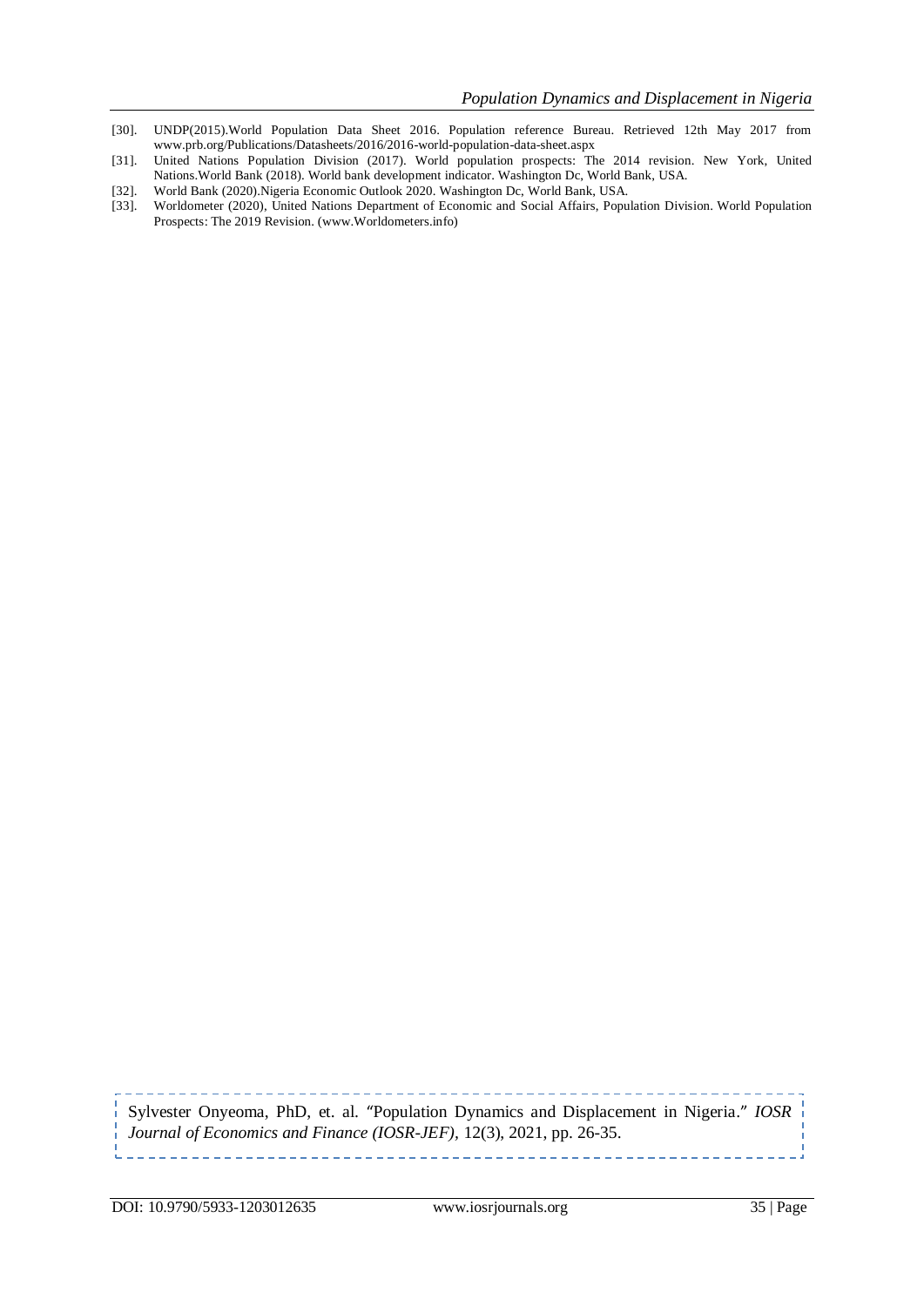[30]. UNDP(2015).World Population Data Sheet 2016. Population reference Bureau. Retrieved 12th May 2017 from www.prb.org/Publications/Datasheets/2016/2016-world-population-data-sheet.aspx

[31]. United Nations Population Division (2017). World population prospects: The 2014 revision. New York, United Nations.World Bank (2018). World bank development indicator. Washington Dc, World Bank, USA.

[32]. World Bank (2020).Nigeria Economic Outlook 2020. Washington Dc, World Bank, USA.

[33]. Worldometer (2020), United Nations Department of Economic and Social Affairs, Population Division. World Population Prospects: The 2019 Revision. (www.Worldometers.info)

Sylvester Onyeoma, PhD, et. al. "Population Dynamics and Displacement in Nigeria." *IOSR Journal of Economics and Finance (IOSR-JEF)*, 12(3), 2021, pp. 26-35.